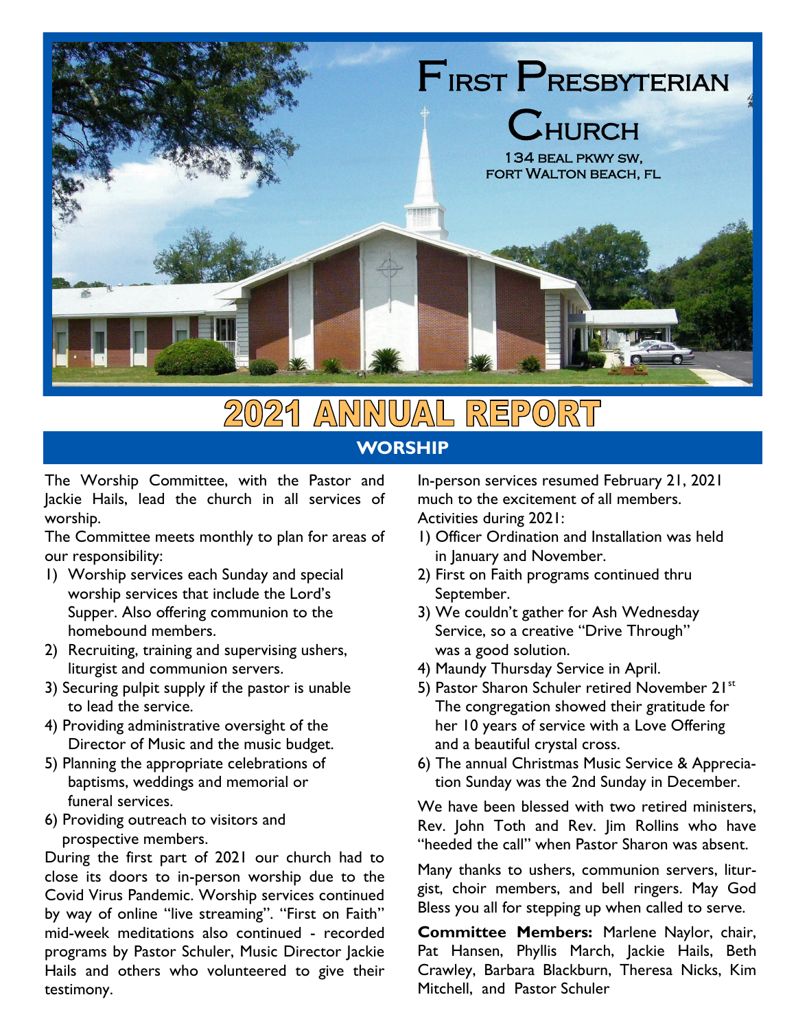# First Presbyterian Church

134 BEAL PKWY SW,
FORT WALTON BEACH, FL

# 2021 ANNUAL REPORT

## WORSHIP

The Worship Committee, with the Pastor and Jackie Hails, lead the church in all services of worship.

The Committee meets monthly to plan for areas of our responsibility:

1) Worship services each Sunday and special worship services that include the Lord's Supper. Also offering communion to the homebound members.
2) Recruiting, training and supervising ushers, liturgist and communion servers.
3) Securing pulpit supply if the pastor is unable to lead the service.
4) Providing administrative oversight of the Director of Music and the music budget.
5) Planning the appropriate celebrations of baptisms, weddings and memorial or funeral services.
6) Providing outreach to visitors and prospective members.

During the first part of 2021 our church had to close its doors to in-person worship due to the Covid Virus Pandemic. Worship services continued by way of online "live streaming". "First on Faith" mid-week meditations also continued - recorded programs by Pastor Schuler, Music Director Jackie Hails and others who volunteered to give their testimony.

In-person services resumed February 21, 2021 much to the excitement of all members.

Activities during 2021:

1) Officer Ordination and Installation was held in January and November.
2) First on Faith programs continued thru September.
3) We couldn't gather for Ash Wednesday Service, so a creative "Drive Through" was a good solution.
4) Maundy Thursday Service in April.
5) Pastor Sharon Schuler retired November 21st The congregation showed their gratitude for her 10 years of service with a Love Offering and a beautiful crystal cross.
6) The annual Christmas Music Service & Appreciation Sunday was the 2nd Sunday in December.

We have been blessed with two retired ministers, Rev. John Toth and Rev. Jim Rollins who have "heeded the call" when Pastor Sharon was absent.

Many thanks to ushers, communion servers, liturgist, choir members, and bell ringers. May God Bless you all for stepping up when called to serve.

**Committee Members:** Marlene Naylor, chair, Pat Hansen, Phyllis March, Jackie Hails, Beth Crawley, Barbara Blackburn, Theresa Nicks, Kim Mitchell, and Pastor Schuler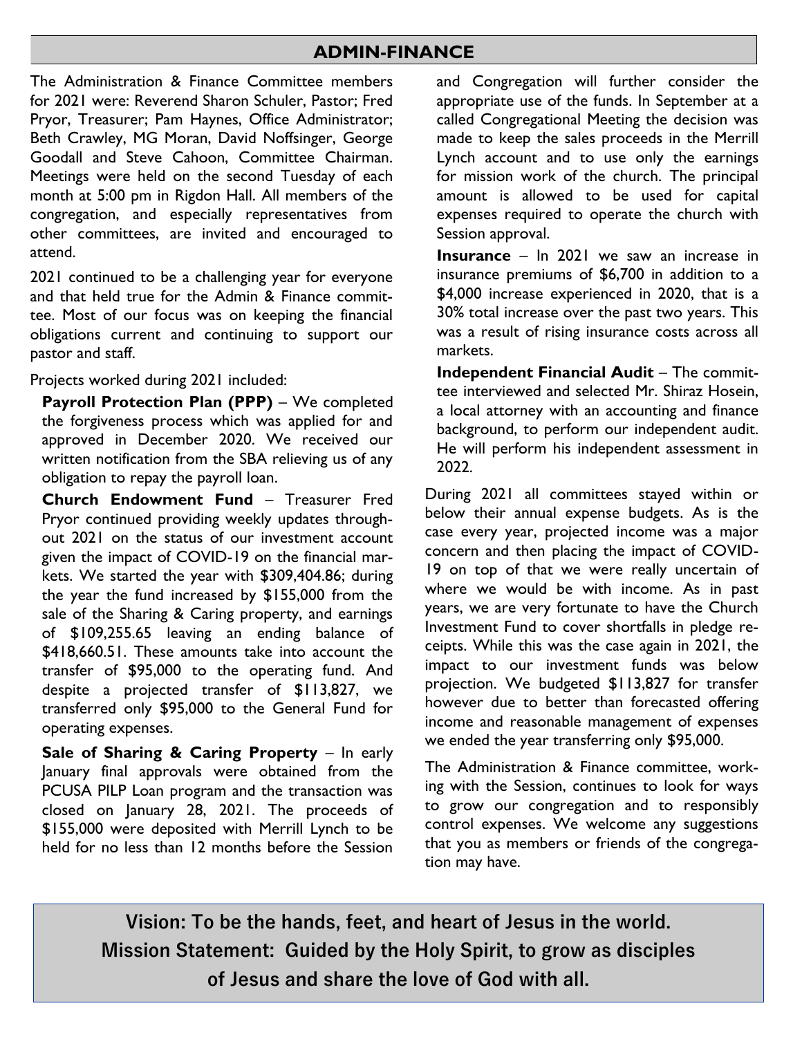## ADMIN-FINANCE

The Administration & Finance Committee members for 2021 were: Reverend Sharon Schuler, Pastor; Fred Pryor, Treasurer; Pam Haynes, Office Administrator; Beth Crawley, MG Moran, David Noffsinger, George Goodall and Steve Cahoon, Committee Chairman. Meetings were held on the second Tuesday of each month at 5:00 pm in Rigdon Hall. All members of the congregation, and especially representatives from other committees, are invited and encouraged to attend.

2021 continued to be a challenging year for everyone and that held true for the Admin & Finance committee. Most of our focus was on keeping the financial obligations current and continuing to support our pastor and staff.

Projects worked during 2021 included:

**Payroll Protection Plan (PPP)** – We completed the forgiveness process which was applied for and approved in December 2020. We received our written notification from the SBA relieving us of any obligation to repay the payroll loan.

**Church Endowment Fund** – Treasurer Fred Pryor continued providing weekly updates throughout 2021 on the status of our investment account given the impact of COVID-19 on the financial markets. We started the year with $309,404.86; during the year the fund increased by $155,000 from the sale of the Sharing & Caring property, and earnings of $109,255.65 leaving an ending balance of $418,660.51. These amounts take into account the transfer of $95,000 to the operating fund. And despite a projected transfer of $113,827, we transferred only $95,000 to the General Fund for operating expenses.

**Sale of Sharing & Caring Property** – In early January final approvals were obtained from the PCUSA PILP Loan program and the transaction was closed on January 28, 2021. The proceeds of $155,000 were deposited with Merrill Lynch to be held for no less than 12 months before the Session and Congregation will further consider the appropriate use of the funds. In September at a called Congregational Meeting the decision was made to keep the sales proceeds in the Merrill Lynch account and to use only the earnings for mission work of the church. The principal amount is allowed to be used for capital expenses required to operate the church with Session approval.

**Insurance** – In 2021 we saw an increase in insurance premiums of $6,700 in addition to a $4,000 increase experienced in 2020, that is a 30% total increase over the past two years. This was a result of rising insurance costs across all markets.

**Independent Financial Audit** – The committee interviewed and selected Mr. Shiraz Hosein, a local attorney with an accounting and finance background, to perform our independent audit. He will perform his independent assessment in 2022.

During 2021 all committees stayed within or below their annual expense budgets. As is the case every year, projected income was a major concern and then placing the impact of COVID-19 on top of that we were really uncertain of where we would be with income. As in past years, we are very fortunate to have the Church Investment Fund to cover shortfalls in pledge receipts. While this was the case again in 2021, the impact to our investment funds was below projection. We budgeted $113,827 for transfer however due to better than forecasted offering income and reasonable management of expenses we ended the year transferring only $95,000.

The Administration & Finance committee, working with the Session, continues to look for ways to grow our congregation and to responsibly control expenses. We welcome any suggestions that you as members or friends of the congregation may have.

**Vision: To be the hands, feet, and heart of Jesus in the world.**
**Mission Statement: Guided by the Holy Spirit, to grow as disciples of Jesus and share the love of God with all.**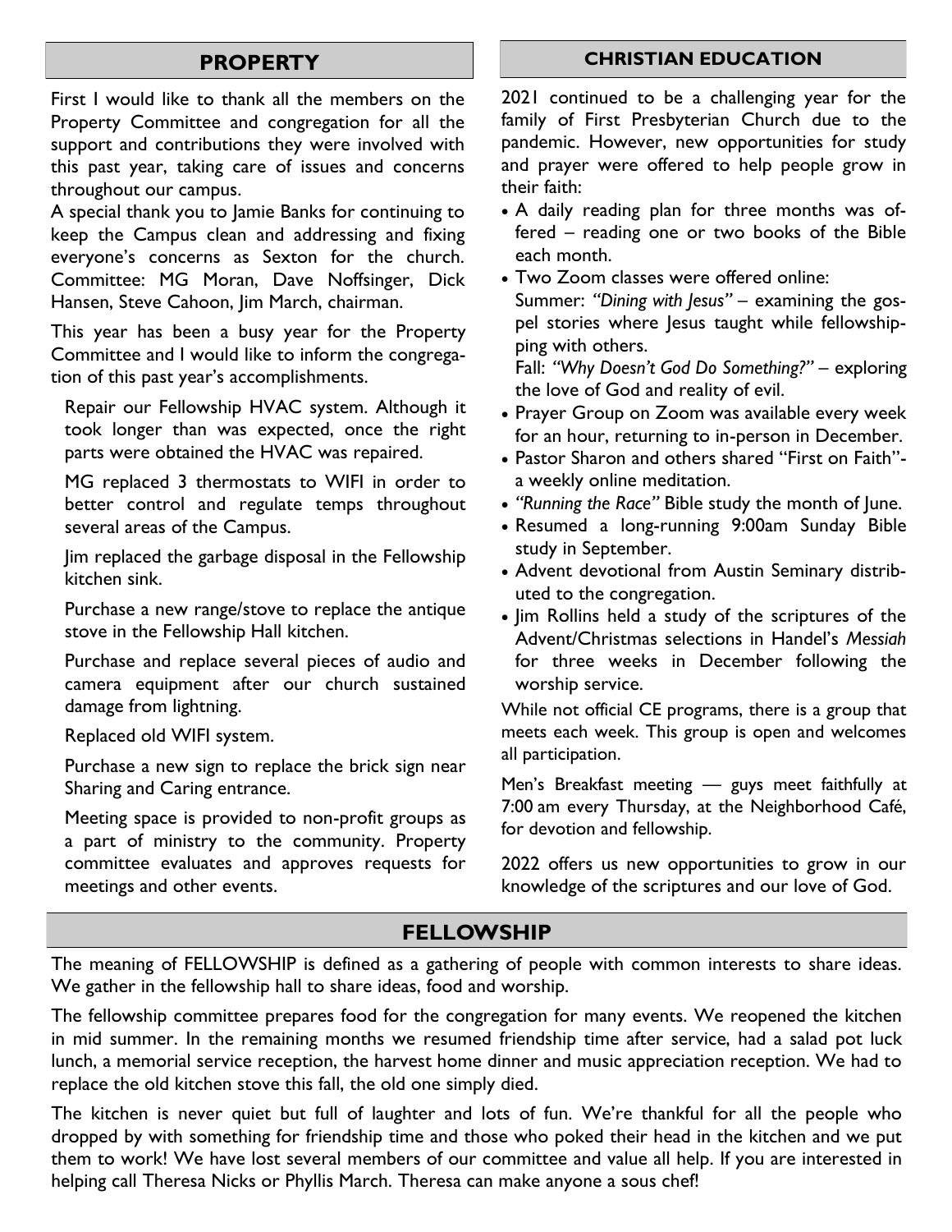## PROPERTY

First I would like to thank all the members on the Property Committee and congregation for all the support and contributions they were involved with this past year, taking care of issues and concerns throughout our campus.

A special thank you to Jamie Banks for continuing to keep the Campus clean and addressing and fixing everyone's concerns as Sexton for the church. Committee: MG Moran, Dave Noffsinger, Dick Hansen, Steve Cahoon, Jim March, chairman.

This year has been a busy year for the Property Committee and I would like to inform the congregation of this past year's accomplishments.

Repair our Fellowship HVAC system. Although it took longer than was expected, once the right parts were obtained the HVAC was repaired.

MG replaced 3 thermostats to WIFI in order to better control and regulate temps throughout several areas of the Campus.

Jim replaced the garbage disposal in the Fellowship kitchen sink.

Purchase a new range/stove to replace the antique stove in the Fellowship Hall kitchen.

Purchase and replace several pieces of audio and camera equipment after our church sustained damage from lightning.

Replaced old WIFI system.

Purchase a new sign to replace the brick sign near Sharing and Caring entrance.

Meeting space is provided to non-profit groups as a part of ministry to the community. Property committee evaluates and approves requests for meetings and other events.

## CHRISTIAN EDUCATION

2021 continued to be a challenging year for the family of First Presbyterian Church due to the pandemic. However, new opportunities for study and prayer were offered to help people grow in their faith:

- A daily reading plan for three months was offered – reading one or two books of the Bible each month.
- Two Zoom classes were offered online:
  Summer: *"Dining with Jesus"* – examining the gospel stories where Jesus taught while fellowshipping with others.
  Fall: *"Why Doesn't God Do Something?"* – exploring the love of God and reality of evil.
- Prayer Group on Zoom was available every week for an hour, returning to in-person in December.
- Pastor Sharon and others shared "First on Faith"- a weekly online meditation.
- *"Running the Race"* Bible study the month of June.
- Resumed a long-running 9:00am Sunday Bible study in September.
- Advent devotional from Austin Seminary distributed to the congregation.
- Jim Rollins held a study of the scriptures of the Advent/Christmas selections in Handel's *Messiah* for three weeks in December following the worship service.

While not official CE programs, there is a group that meets each week. This group is open and welcomes all participation.

Men's Breakfast meeting — guys meet faithfully at 7:00 am every Thursday, at the Neighborhood Café, for devotion and fellowship.

2022 offers us new opportunities to grow in our knowledge of the scriptures and our love of God.

## FELLOWSHIP

The meaning of FELLOWSHIP is defined as a gathering of people with common interests to share ideas. We gather in the fellowship hall to share ideas, food and worship.

The fellowship committee prepares food for the congregation for many events. We reopened the kitchen in mid summer. In the remaining months we resumed friendship time after service, had a salad pot luck lunch, a memorial service reception, the harvest home dinner and music appreciation reception. We had to replace the old kitchen stove this fall, the old one simply died.

The kitchen is never quiet but full of laughter and lots of fun. We're thankful for all the people who dropped by with something for friendship time and those who poked their head in the kitchen and we put them to work! We have lost several members of our committee and value all help. If you are interested in helping call Theresa Nicks or Phyllis March. Theresa can make anyone a sous chef!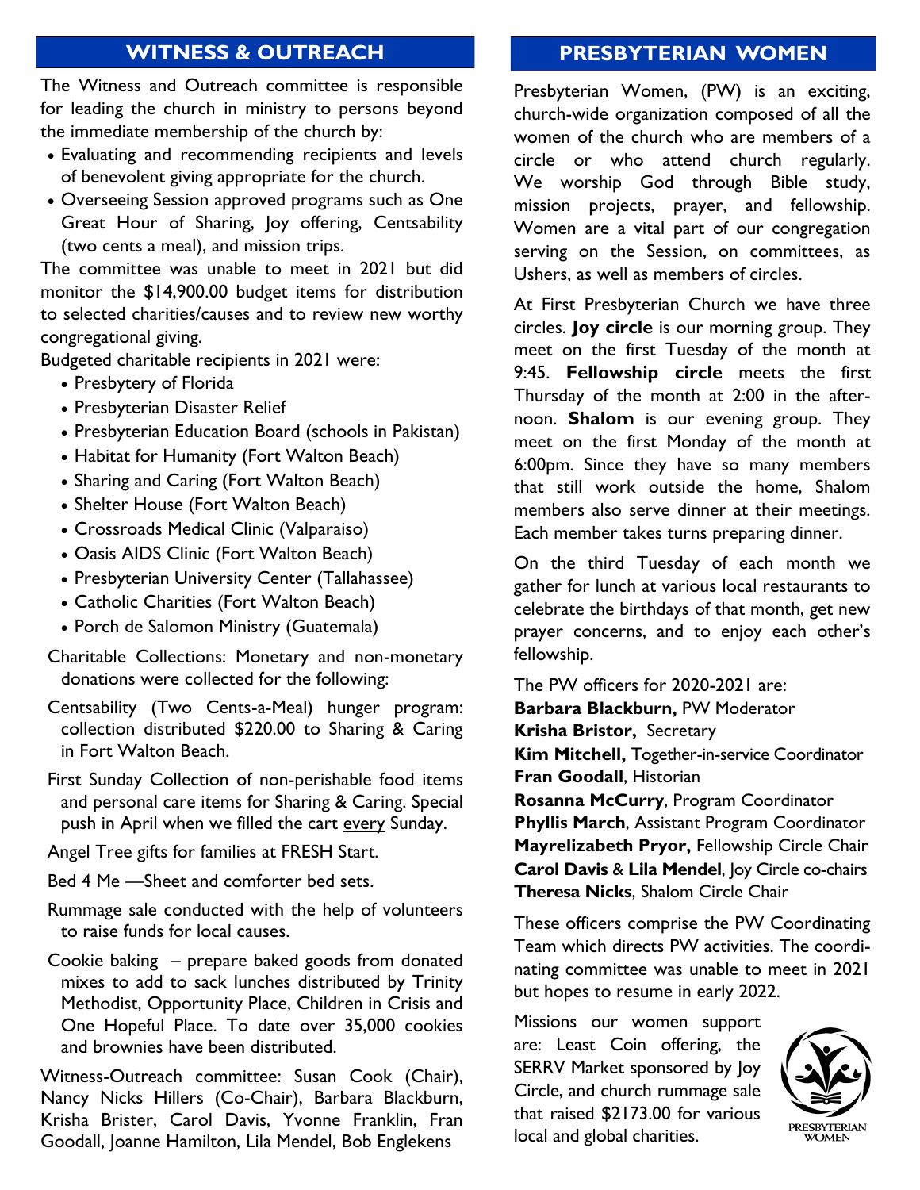## WITNESS & OUTREACH

The Witness and Outreach committee is responsible for leading the church in ministry to persons beyond the immediate membership of the church by:

- Evaluating and recommending recipients and levels of benevolent giving appropriate for the church.
- Overseeing Session approved programs such as One Great Hour of Sharing, Joy offering, Centsability (two cents a meal), and mission trips.

The committee was unable to meet in 2021 but did monitor the $14,900.00 budget items for distribution to selected charities/causes and to review new worthy congregational giving.

Budgeted charitable recipients in 2021 were:

- Presbytery of Florida
- Presbyterian Disaster Relief
- Presbyterian Education Board (schools in Pakistan)
- Habitat for Humanity (Fort Walton Beach)
- Sharing and Caring (Fort Walton Beach)
- Shelter House (Fort Walton Beach)
- Crossroads Medical Clinic (Valparaiso)
- Oasis AIDS Clinic (Fort Walton Beach)
- Presbyterian University Center (Tallahassee)
- Catholic Charities (Fort Walton Beach)
- Porch de Salomon Ministry (Guatemala)

Charitable Collections: Monetary and non-monetary donations were collected for the following:

Centsability (Two Cents-a-Meal) hunger program: collection distributed $220.00 to Sharing & Caring in Fort Walton Beach.

First Sunday Collection of non-perishable food items and personal care items for Sharing & Caring. Special push in April when we filled the cart every Sunday.

Angel Tree gifts for families at FRESH Start.

Bed 4 Me —Sheet and comforter bed sets.

Rummage sale conducted with the help of volunteers to raise funds for local causes.

Cookie baking – prepare baked goods from donated mixes to add to sack lunches distributed by Trinity Methodist, Opportunity Place, Children in Crisis and One Hopeful Place. To date over 35,000 cookies and brownies have been distributed.

Witness-Outreach committee: Susan Cook (Chair), Nancy Nicks Hillers (Co-Chair), Barbara Blackburn, Krisha Brister, Carol Davis, Yvonne Franklin, Fran Goodall, Joanne Hamilton, Lila Mendel, Bob Englekens

## PRESBYTERIAN WOMEN

Presbyterian Women, (PW) is an exciting, church-wide organization composed of all the women of the church who are members of a circle or who attend church regularly. We worship God through Bible study, mission projects, prayer, and fellowship. Women are a vital part of our congregation serving on the Session, on committees, as Ushers, as well as members of circles.

At First Presbyterian Church we have three circles. **Joy circle** is our morning group. They meet on the first Tuesday of the month at 9:45. **Fellowship circle** meets the first Thursday of the month at 2:00 in the afternoon. **Shalom** is our evening group. They meet on the first Monday of the month at 6:00pm. Since they have so many members that still work outside the home, Shalom members also serve dinner at their meetings. Each member takes turns preparing dinner.

On the third Tuesday of each month we gather for lunch at various local restaurants to celebrate the birthdays of that month, get new prayer concerns, and to enjoy each other's fellowship.

The PW officers for 2020-2021 are:
**Barbara Blackburn,** PW Moderator
**Krisha Bristor,** Secretary
**Kim Mitchell,** Together-in-service Coordinator
**Fran Goodall**, Historian
**Rosanna McCurry**, Program Coordinator
**Phyllis March**, Assistant Program Coordinator
**Mayrelizabeth Pryor,** Fellowship Circle Chair
**Carol Davis** & **Lila Mendel**, Joy Circle co-chairs
**Theresa Nicks**, Shalom Circle Chair

These officers comprise the PW Coordinating Team which directs PW activities. The coordinating committee was unable to meet in 2021 but hopes to resume in early 2022.

Missions our women support are: Least Coin offering, the SERRV Market sponsored by Joy Circle, and church rummage sale that raised $2173.00 for various local and global charities.

PRESBYTERIAN WOMEN